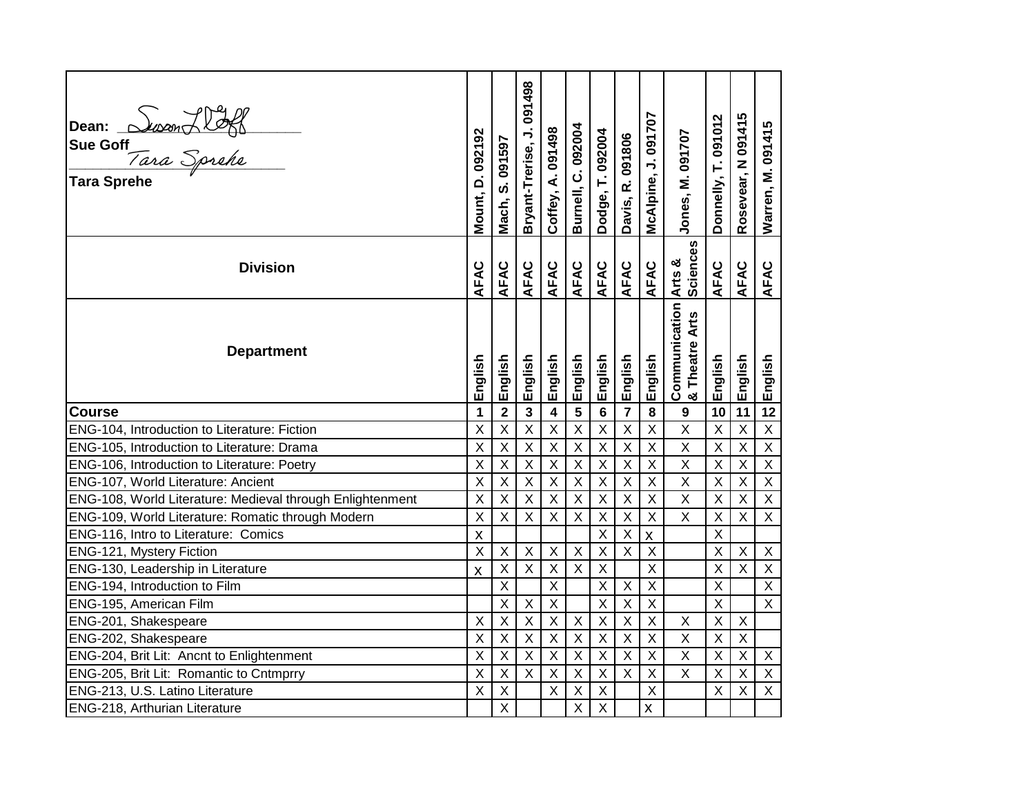Dean: *[signature]*

**Sue Goff**

*[signature]*

**Tara Sprehe**

| | Mount, D. 092192 | Mach, S. 091597 | Bryant-Trerise, J. 091498 | Coffey, A. 091498 | Burnell, C. 092004 | Dodge, T. 092004 | Davis, R. 091806 | McAlpine, J. 091707 | Jones, M. 091707 | Donnelly, T. 091012 | Rosevear, N 091415 | Warren, M. 091415 |
|---|---|---|---|---|---|---|---|---|---|---|---|---|
| **Division** | AFAC | AFAC | AFAC | AFAC | AFAC | AFAC | AFAC | AFAC | Arts & Sciences | AFAC | AFAC | AFAC |
| **Department** | English | English | English | English | English | English | English | English | Communication & Theatre Arts | English | English | English |
| **Course** | **1** | **2** | **3** | **4** | **5** | **6** | **7** | **8** | **9** | **10** | **11** | **12** |
| ENG-104, Introduction to Literature: Fiction | X | X | X | X | X | X | X | X | X | X | X | X |
| ENG-105, Introduction to Literature: Drama | X | X | X | X | X | X | X | X | X | X | X | X |
| ENG-106, Introduction to Literature: Poetry | X | X | X | X | X | X | X | X | X | X | X | X |
| ENG-107, World Literature: Ancient | X | X | X | X | X | X | X | X | X | X | X | X |
| ENG-108, World Literature: Medieval through Enlightenment | X | X | X | X | X | X | X | X | X | X | X | X |
| ENG-109, World Literature: Romatic through Modern | X | X | X | X | X | X | X | X | X | X | X | X |
| ENG-116, Intro to Literature: Comics | x | | | | | X | X | x | | X | | |
| ENG-121, Mystery Fiction | X | X | X | X | X | X | X | X | | X | X | X |
| ENG-130, Leadership in Literature | x | X | X | X | X | X | | X | | X | X | X |
| ENG-194, Introduction to Film | | X | | X | | X | X | X | | X | | X |
| ENG-195, American Film | | X | X | X | | X | X | X | | X | | X |
| ENG-201, Shakespeare | X | X | X | X | X | X | X | X | X | X | X | |
| ENG-202, Shakespeare | X | X | X | X | X | X | X | X | X | X | X | |
| ENG-204, Brit Lit: Ancnt to Enlightenment | X | X | X | X | X | X | X | X | X | X | X | X |
| ENG-205, Brit Lit: Romantic to Cntmprry | X | X | X | X | X | X | X | X | X | X | X | X |
| ENG-213, U.S. Latino Literature | X | X | | X | X | X | | X | | X | X | X |
| ENG-218, Arthurian Literature | | X | | | X | X | | x | | | | |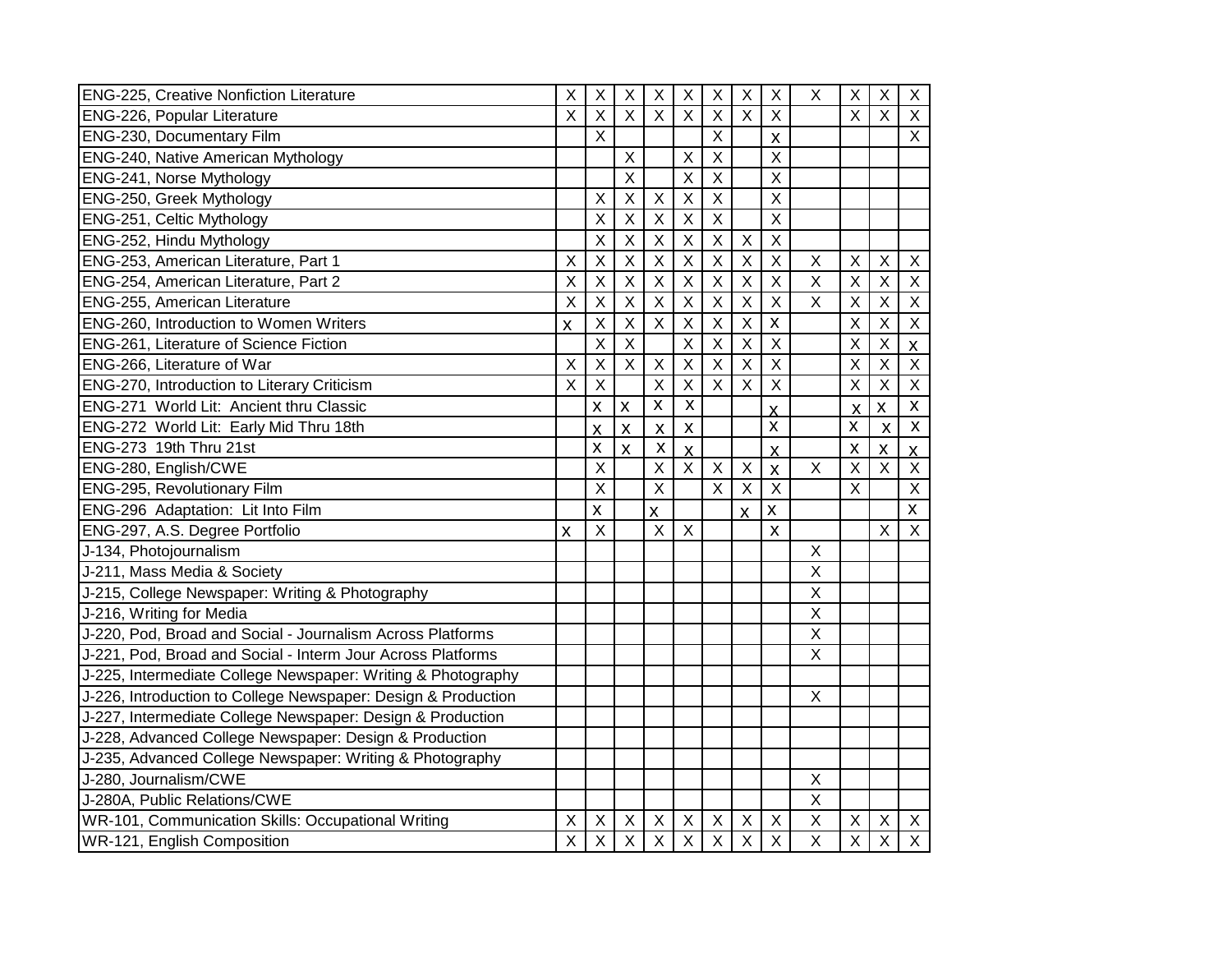| | | | | | | | | | | | | |
|---|---|---|---|---|---|---|---|---|---|---|---|---|
| ENG-225, Creative Nonfiction Literature | X | X | X | X | X | X | X | X | X | X | X | X |
| ENG-226, Popular Literature | X | X | X | X | X | X | X | X | | X | X | X |
| ENG-230, Documentary Film | | X | | | | X | | x | | | | X |
| ENG-240, Native American Mythology | | | X | | X | X | | X | | | | |
| ENG-241, Norse Mythology | | | X | | X | X | | X | | | | |
| ENG-250, Greek Mythology | | X | X | X | X | X | | X | | | | |
| ENG-251, Celtic Mythology | | X | X | X | X | X | | X | | | | |
| ENG-252, Hindu Mythology | | X | X | X | X | X | X | X | | | | |
| ENG-253, American Literature, Part 1 | X | X | X | X | X | X | X | X | X | X | X | X |
| ENG-254, American Literature, Part 2 | X | X | X | X | X | X | X | X | X | X | X | X |
| ENG-255, American Literature | X | X | X | X | X | X | X | X | X | X | X | X |
| ENG-260, Introduction to Women Writers | x | X | X | X | X | X | X | X | | X | X | X |
| ENG-261, Literature of Science Fiction | | X | X | | X | X | X | X | | X | X | x |
| ENG-266, Literature of War | X | X | X | X | X | X | X | X | | X | X | X |
| ENG-270, Introduction to Literary Criticism | X | X | | X | X | X | X | X | | X | X | X |
| ENG-271 World Lit: Ancient thru Classic | | x | x | x | x | | | x | | x | x | x |
| ENG-272 World Lit: Early Mid Thru 18th | | x | x | x | x | | | x | | x | x | x |
| ENG-273 19th Thru 21st | | x | x | x | x | | | x | | x | x | x |
| ENG-280, English/CWE | | X | | X | X | X | X | x | X | X | X | X |
| ENG-295, Revolutionary Film | | X | | X | | X | X | X | | X | | X |
| ENG-296 Adaptation: Lit Into Film | | x | | x | | | x | x | | | | x |
| ENG-297, A.S. Degree Portfolio | x | X | | X | X | | | x | | | X | X |
| J-134, Photojournalism | | | | | | | | | X | | | |
| J-211, Mass Media & Society | | | | | | | | | X | | | |
| J-215, College Newspaper: Writing & Photography | | | | | | | | | X | | | |
| J-216, Writing for Media | | | | | | | | | X | | | |
| J-220, Pod, Broad and Social - Journalism Across Platforms | | | | | | | | | X | | | |
| J-221, Pod, Broad and Social - Interm Jour Across Platforms | | | | | | | | | X | | | |
| J-225, Intermediate College Newspaper: Writing & Photography | | | | | | | | | | | | |
| J-226, Introduction to College Newspaper: Design & Production | | | | | | | | | X | | | |
| J-227, Intermediate College Newspaper: Design & Production | | | | | | | | | | | | |
| J-228, Advanced College Newspaper: Design & Production | | | | | | | | | | | | |
| J-235, Advanced College Newspaper: Writing & Photography | | | | | | | | | | | | |
| J-280, Journalism/CWE | | | | | | | | | X | | | |
| J-280A, Public Relations/CWE | | | | | | | | | X | | | |
| WR-101, Communication Skills: Occupational Writing | X | X | X | X | X | X | X | X | X | X | X | X |
| WR-121, English Composition | X | X | X | X | X | X | X | X | X | X | X | X |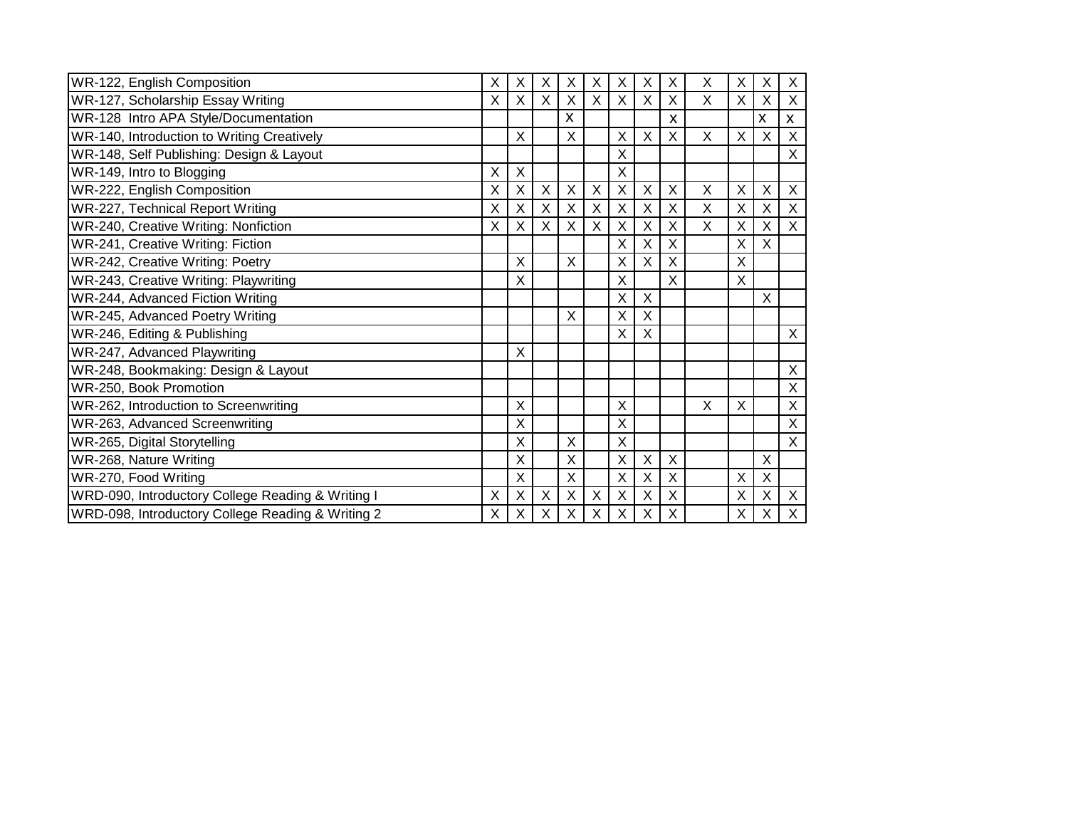| | | | | | | | | | | | | |
|---|---|---|---|---|---|---|---|---|---|---|---|---|
| WR-122, English Composition | X | X | X | X | X | X | X | X | X | X | X | X |
| WR-127, Scholarship Essay Writing | X | X | X | X | X | X | X | X | X | X | X | X |
| WR-128 Intro APA Style/Documentation | | | | X | | | | x | | | x | x |
| WR-140, Introduction to Writing Creatively | | X | | X | | X | X | X | X | X | X | X |
| WR-148, Self Publishing: Design & Layout | | | | | | X | | | | | | X |
| WR-149, Intro to Blogging | X | X | | | | X | | | | | | |
| WR-222, English Composition | X | X | X | X | X | X | X | X | X | X | X | X |
| WR-227, Technical Report Writing | X | X | X | X | X | X | X | X | X | X | X | X |
| WR-240, Creative Writing: Nonfiction | X | X | X | X | X | X | X | X | X | X | X | X |
| WR-241, Creative Writing: Fiction | | | | | | X | X | X | | X | X | |
| WR-242, Creative Writing: Poetry | | X | | X | | X | X | X | | X | | |
| WR-243, Creative Writing: Playwriting | | X | | | | X | | X | | X | | |
| WR-244, Advanced Fiction Writing | | | | | | X | X | | | | X | |
| WR-245, Advanced Poetry Writing | | | | X | | X | X | | | | | |
| WR-246, Editing & Publishing | | | | | | X | X | | | | | X |
| WR-247, Advanced Playwriting | | X | | | | | | | | | | |
| WR-248, Bookmaking: Design & Layout | | | | | | | | | | | | X |
| WR-250, Book Promotion | | | | | | | | | | | | X |
| WR-262, Introduction to Screenwriting | | X | | | | X | | | X | X | | X |
| WR-263, Advanced Screenwriting | | X | | | | X | | | | | | X |
| WR-265, Digital Storytelling | | X | | X | | X | | | | | | X |
| WR-268, Nature Writing | | X | | X | | X | X | X | | | X | |
| WR-270, Food Writing | | X | | X | | X | X | X | | X | X | |
| WRD-090, Introductory College Reading & Writing I | X | X | X | X | X | X | X | X | | X | X | X |
| WRD-098, Introductory College Reading & Writing 2 | X | X | X | X | X | X | X | X | | X | X | X |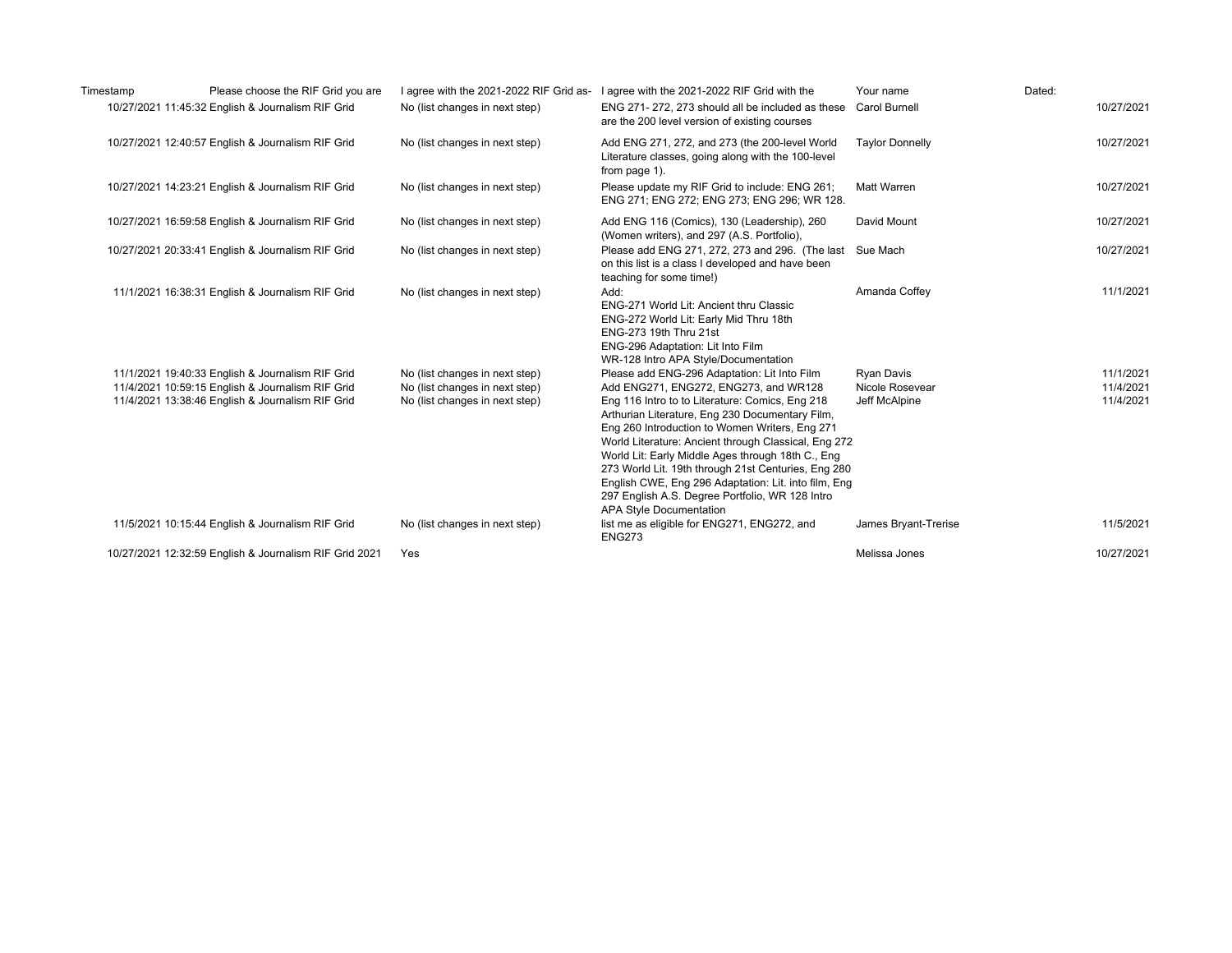| Timestamp | Please choose the RIF Grid you are | I agree with the 2021-2022 RIF Grid as- | I agree with the 2021-2022 RIF Grid with the | Your name | Dated: |
|---|---|---|---|---|---|
| 10/27/2021 11:45:32 | English & Journalism RIF Grid | No (list changes in next step) | ENG 271- 272, 273 should all be included as these are the 200 level version of existing courses | Carol Burnell | 10/27/2021 |
| 10/27/2021 12:40:57 | English & Journalism RIF Grid | No (list changes in next step) | Add ENG 271, 272, and 273 (the 200-level World Literature classes, going along with the 100-level from page 1). | Taylor Donnelly | 10/27/2021 |
| 10/27/2021 14:23:21 | English & Journalism RIF Grid | No (list changes in next step) | Please update my RIF Grid to include: ENG 261; ENG 271; ENG 272; ENG 273; ENG 296; WR 128. | Matt Warren | 10/27/2021 |
| 10/27/2021 16:59:58 | English & Journalism RIF Grid | No (list changes in next step) | Add ENG 116 (Comics), 130 (Leadership), 260 (Women writers), and 297 (A.S. Portfolio), | David Mount | 10/27/2021 |
| 10/27/2021 20:33:41 | English & Journalism RIF Grid | No (list changes in next step) | Please add ENG 271, 272, 273 and 296. (The last on this list is a class I developed and have been teaching for some time!) | Sue Mach | 10/27/2021 |
| 11/1/2021 16:38:31 | English & Journalism RIF Grid | No (list changes in next step) | Add:<br>ENG-271 World Lit: Ancient thru Classic<br>ENG-272 World Lit: Early Mid Thru 18th<br>ENG-273 19th Thru 21st<br>ENG-296 Adaptation: Lit Into Film<br>WR-128 Intro APA Style/Documentation | Amanda Coffey | 11/1/2021 |
| 11/1/2021 19:40:33 | English & Journalism RIF Grid | No (list changes in next step) | Please add ENG-296 Adaptation: Lit Into Film | Ryan Davis | 11/1/2021 |
| 11/4/2021 10:59:15 | English & Journalism RIF Grid | No (list changes in next step) | Add ENG271, ENG272, ENG273, and WR128 | Nicole Rosevear | 11/4/2021 |
| 11/4/2021 13:38:46 | English & Journalism RIF Grid | No (list changes in next step) | Eng 116 Intro to to Literature: Comics, Eng 218 Arthurian Literature, Eng 230 Documentary Film, Eng 260 Introduction to Women Writers, Eng 271 World Literature: Ancient through Classical, Eng 272 World Lit: Early Middle Ages through 18th C., Eng 273 World Lit. 19th through 21st Centuries, Eng 280 English CWE, Eng 296 Adaptation: Lit. into film, Eng 297 English A.S. Degree Portfolio, WR 128 Intro APA Style Documentation | Jeff McAlpine | 11/4/2021 |
| 11/5/2021 10:15:44 | English & Journalism RIF Grid | No (list changes in next step) | list me as eligible for ENG271, ENG272, and ENG273 | James Bryant-Trerise | 11/5/2021 |
| 10/27/2021 12:32:59 | English & Journalism RIF Grid 2021 | Yes | | Melissa Jones | 10/27/2021 |